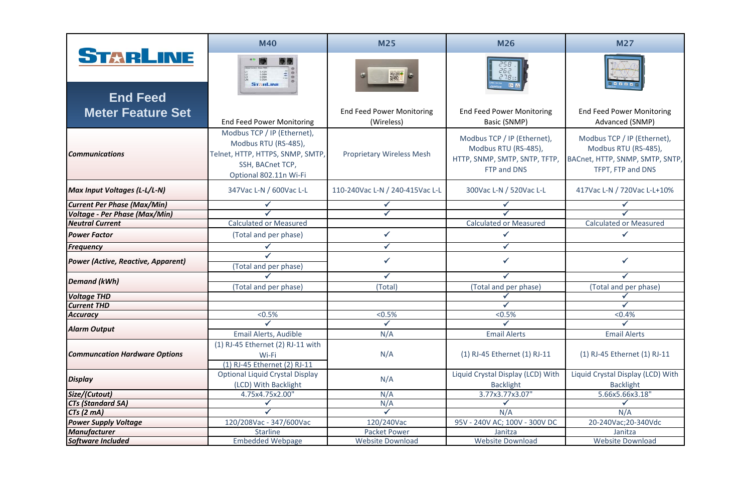| STARLINE End Feed Meter Feature Set | M40 | M25 | M26 | M27 |
|---|---|---|---|---|
| | End Feed Power Monitoring | End Feed Power Monitoring (Wireless) | End Feed Power Monitoring Basic (SNMP) | End Feed Power Monitoring Advanced (SNMP) |
| ***Communications*** | Modbus TCP / IP (Ethernet), Modbus RTU (RS-485), Telnet, HTTP, HTTPS, SNMP, SMTP, SSH, BACnet TCP, Optional 802.11n Wi-Fi | Proprietary Wireless Mesh | Modbus TCP / IP (Ethernet), Modbus RTU (RS-485), HTTP, SNMP, SMTP, SNTP, TFTP, FTP and DNS | Modbus TCP / IP (Ethernet), Modbus RTU (RS-485), BACnet, HTTP, SNMP, SMTP, SNTP, TFPT, FTP and DNS |
| ***Max Input Voltages (L-L/L-N)*** | 347Vac L-N / 600Vac L-L | 110-240Vac L-N / 240-415Vac L-L | 300Vac L-N / 520Vac L-L | 417Vac L-N / 720Vac L-L+10% |
| ***Current Per Phase (Max/Min)*** | ✓ | ✓ | ✓ | ✓ |
| ***Voltage - Per Phase (Max/Min)*** | ✓ | ✓ | ✓ | ✓ |
| ***Neutral Current*** | Calculated or Measured | | Calculated or Measured | Calculated or Measured |
| ***Power Factor*** | (Total and per phase) | ✓ | ✓ | ✓ |
| ***Frequency*** | ✓ | ✓ | ✓ | |
| ***Power (Active, Reactive, Apparent)*** | ✓ (Total and per phase) | ✓ | ✓ | ✓ |
| ***Demand (kWh)*** | ✓ (Total and per phase) | ✓ (Total) | ✓ (Total and per phase) | ✓ (Total and per phase) |
| ***Voltage THD*** | | | ✓ | ✓ |
| ***Current THD*** | | | ✓ | ✓ |
| ***Accuracy*** | <0.5% | <0.5% | <0.5% | <0.4% |
| ***Alarm Output*** | ✓ Email Alerts, Audible | ✓ N/A | ✓ Email Alerts | ✓ Email Alerts |
| ***Communcation Hardware Options*** | (1) RJ-45 Ethernet (2) RJ-11 with Wi-Fi; (1) RJ-45 Ethernet (2) RJ-11 | N/A | (1) RJ-45 Ethernet (1) RJ-11 | (1) RJ-45 Ethernet (1) RJ-11 |
| ***Display*** | Optional Liquid Crystal Display (LCD) With Backlight | N/A | Liquid Crystal Display (LCD) With Backlight | Liquid Crystal Display (LCD) With Backlight |
| ***Size/(Cutout)*** | 4.75x4.75x2.00" | N/A | 3.77x3.77x3.07" | 5.66x5.66x3.18" |
| ***CTs (Standard 5A)*** | ✓ | N/A | ✓ | ✓ |
| ***CTs (2 mA)*** | ✓ | ✓ | N/A | N/A |
| ***Power Supply Voltage*** | 120/208Vac - 347/600Vac | 120/240Vac | 95V - 240V AC; 100V - 300V DC | 20-240Vac;20-340Vdc |
| ***Manufacturer*** | Starline | Packet Power | Janitza | Janitza |
| ***Software Included*** | Embedded Webpage | Website Download | Website Download | Website Download |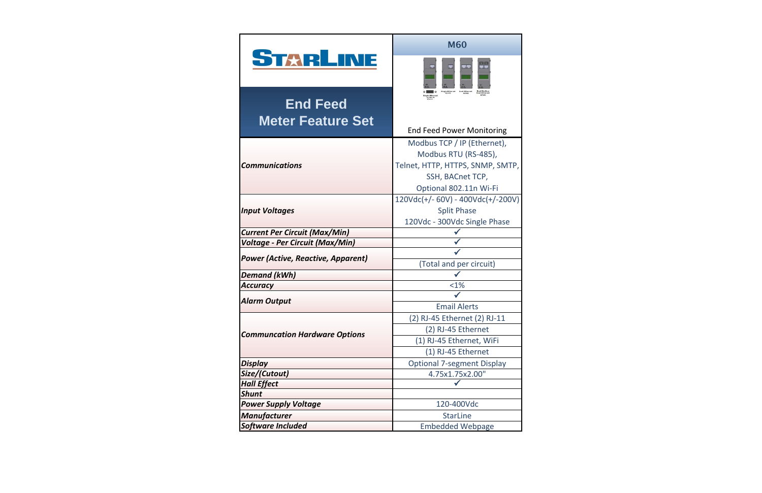| STARLINE End Feed Meter Feature Set | M60 End Feed Power Monitoring |
| --- | --- |
| ***Communications*** | Modbus TCP / IP (Ethernet), Modbus RTU (RS-485), Telnet, HTTP, HTTPS, SNMP, SMTP, SSH, BACnet TCP, Optional 802.11n Wi-Fi |
| ***Input Voltages*** | 120Vdc(+/- 60V) - 400Vdc(+/-200V) Split Phase 120Vdc - 300Vdc Single Phase |
| ***Current Per Circuit (Max/Min)*** | ✓ |
| ***Voltage - Per Circuit (Max/Min)*** | ✓ |
| ***Power (Active, Reactive, Apparent)*** | ✓ (Total and per circuit) |
| ***Demand (kWh)*** | ✓ |
| ***Accuracy*** | <1% |
| ***Alarm Output*** | ✓ Email Alerts |
| ***Communcation Hardware Options*** | (2) RJ-45 Ethernet (2) RJ-11 |
| | (2) RJ-45 Ethernet |
| | (1) RJ-45 Ethernet, WiFi |
| | (1) RJ-45 Ethernet |
| ***Display*** | Optional 7-segment Display |
| ***Size/(Cutout)*** | 4.75x1.75x2.00" |
| ***Hall Effect*** | ✓ |
| ***Shunt*** | |
| ***Power Supply Voltage*** | 120-400Vdc |
| ***Manufacturer*** | StarLine |
| ***Software Included*** | Embedded Webpage |